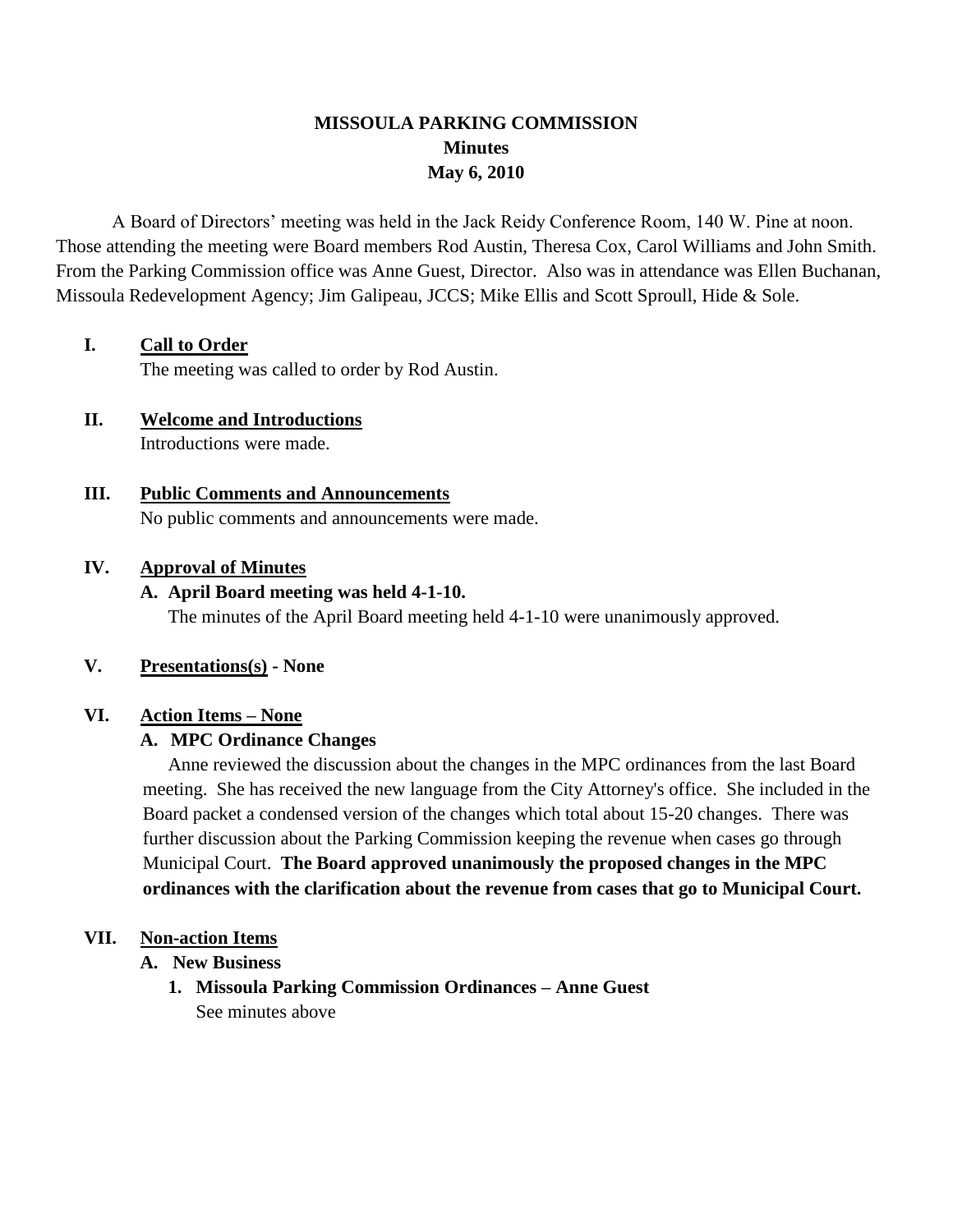# MISSOULA PARKING COMMISSION
## Minutes
## May 6, 2010

A Board of Directors' meeting was held in the Jack Reidy Conference Room, 140 W. Pine at noon. Those attending the meeting were Board members Rod Austin, Theresa Cox, Carol Williams and John Smith. From the Parking Commission office was Anne Guest, Director. Also was in attendance was Ellen Buchanan, Missoula Redevelopment Agency; Jim Galipeau, JCCS; Mike Ellis and Scott Sproull, Hide & Sole.

**I. Call to Order**

The meeting was called to order by Rod Austin.

**II. Welcome and Introductions**

Introductions were made.

**III. Public Comments and Announcements**

No public comments and announcements were made.

**IV. Approval of Minutes**

**A. April Board meeting was held 4-1-10.**

The minutes of the April Board meeting held 4-1-10 were unanimously approved.

**V. Presentations(s) - None**

**VI. Action Items – None**

**A. MPC Ordinance Changes**

Anne reviewed the discussion about the changes in the MPC ordinances from the last Board meeting. She has received the new language from the City Attorney's office. She included in the Board packet a condensed version of the changes which total about 15-20 changes. There was further discussion about the Parking Commission keeping the revenue when cases go through Municipal Court. **The Board approved unanimously the proposed changes in the MPC ordinances with the clarification about the revenue from cases that go to Municipal Court.**

**VII. Non-action Items**

**A. New Business**

1. **Missoula Parking Commission Ordinances – Anne Guest**

   See minutes above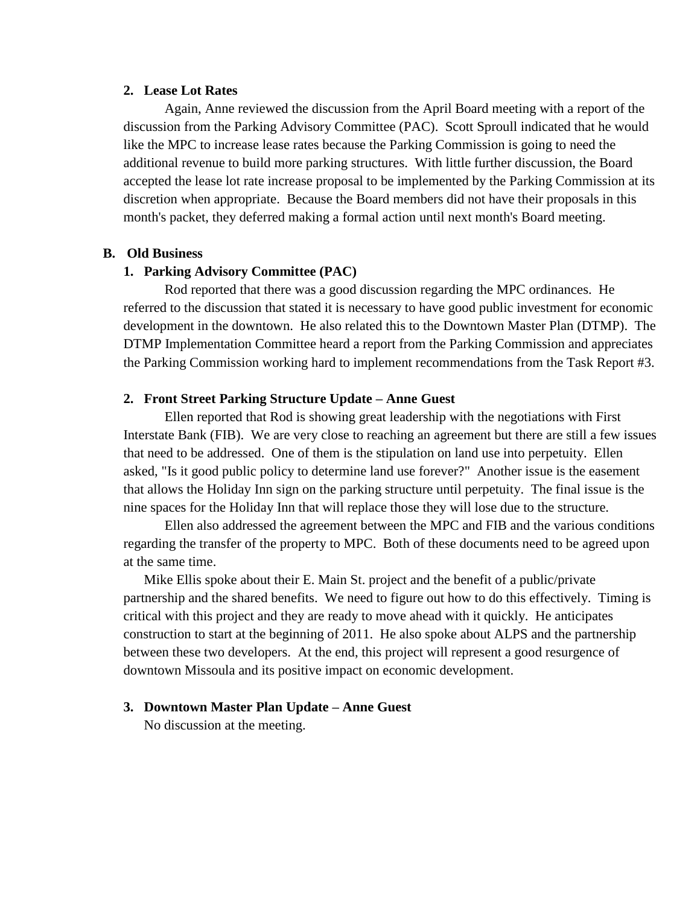**2. Lease Lot Rates**

Again, Anne reviewed the discussion from the April Board meeting with a report of the discussion from the Parking Advisory Committee (PAC). Scott Sproull indicated that he would like the MPC to increase lease rates because the Parking Commission is going to need the additional revenue to build more parking structures. With little further discussion, the Board accepted the lease lot rate increase proposal to be implemented by the Parking Commission at its discretion when appropriate. Because the Board members did not have their proposals in this month's packet, they deferred making a formal action until next month's Board meeting.

**B. Old Business**

**1. Parking Advisory Committee (PAC)**

Rod reported that there was a good discussion regarding the MPC ordinances. He referred to the discussion that stated it is necessary to have good public investment for economic development in the downtown. He also related this to the Downtown Master Plan (DTMP). The DTMP Implementation Committee heard a report from the Parking Commission and appreciates the Parking Commission working hard to implement recommendations from the Task Report #3.

**2. Front Street Parking Structure Update – Anne Guest**

Ellen reported that Rod is showing great leadership with the negotiations with First Interstate Bank (FIB). We are very close to reaching an agreement but there are still a few issues that need to be addressed. One of them is the stipulation on land use into perpetuity. Ellen asked, "Is it good public policy to determine land use forever?" Another issue is the easement that allows the Holiday Inn sign on the parking structure until perpetuity. The final issue is the nine spaces for the Holiday Inn that will replace those they will lose due to the structure.

Ellen also addressed the agreement between the MPC and FIB and the various conditions regarding the transfer of the property to MPC. Both of these documents need to be agreed upon at the same time.

Mike Ellis spoke about their E. Main St. project and the benefit of a public/private partnership and the shared benefits. We need to figure out how to do this effectively. Timing is critical with this project and they are ready to move ahead with it quickly. He anticipates construction to start at the beginning of 2011. He also spoke about ALPS and the partnership between these two developers. At the end, this project will represent a good resurgence of downtown Missoula and its positive impact on economic development.

**3. Downtown Master Plan Update – Anne Guest**

No discussion at the meeting.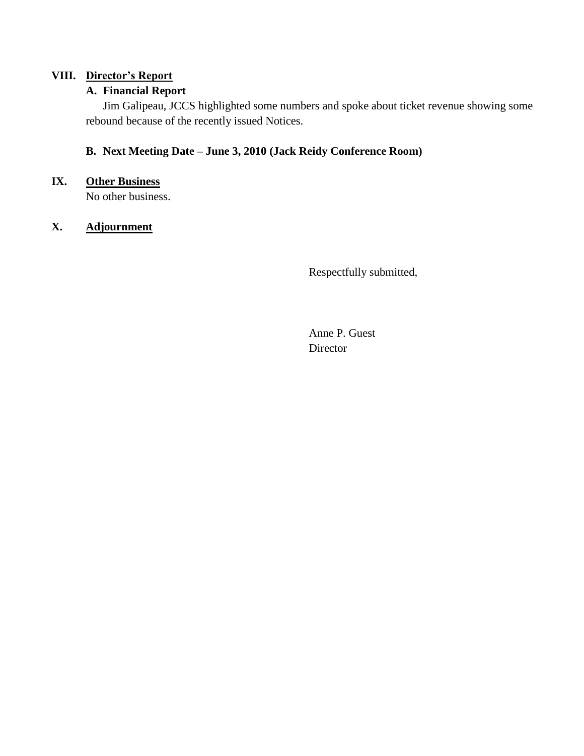## VIII. Director's Report

### A. Financial Report

Jim Galipeau, JCCS highlighted some numbers and spoke about ticket revenue showing some rebound because of the recently issued Notices.

### B. Next Meeting Date – June 3, 2010 (Jack Reidy Conference Room)

## IX. Other Business

No other business.

## X. Adjournment

Respectfully submitted,

Anne P. Guest
Director